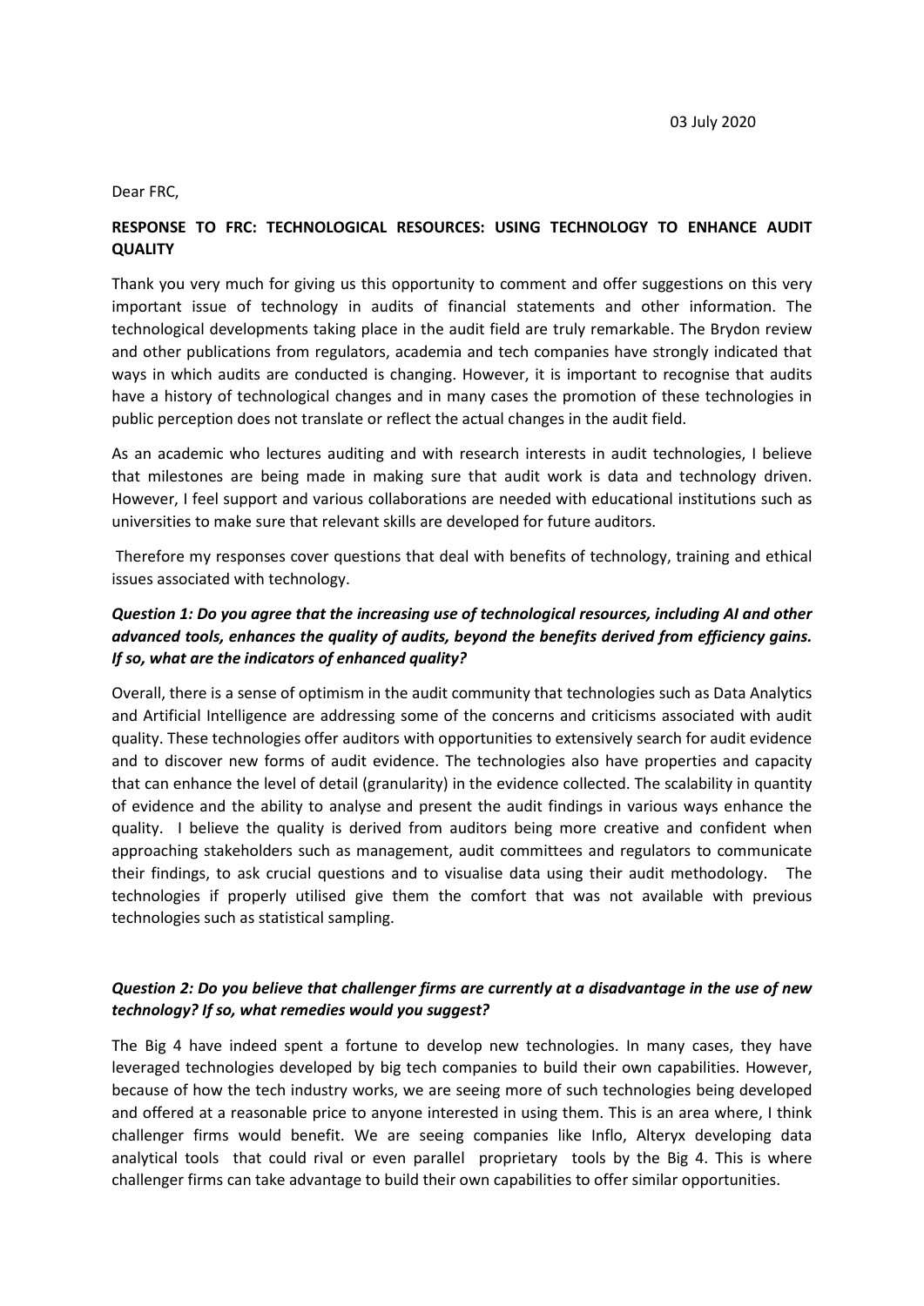03 July 2020

Dear FRC,

**RESPONSE TO FRC: TECHNOLOGICAL RESOURCES: USING TECHNOLOGY TO ENHANCE AUDIT QUALITY**

Thank you very much for giving us this opportunity to comment and offer suggestions on this very important issue of technology in audits of financial statements and other information. The technological developments taking place in the audit field are truly remarkable. The Brydon review and other publications from regulators, academia and tech companies have strongly indicated that ways in which audits are conducted is changing. However, it is important to recognise that audits have a history of technological changes and in many cases the promotion of these technologies in public perception does not translate or reflect the actual changes in the audit field.

As an academic who lectures auditing and with research interests in audit technologies, I believe that milestones are being made in making sure that audit work is data and technology driven. However, I feel support and various collaborations are needed with educational institutions such as universities to make sure that relevant skills are developed for future auditors.

Therefore my responses cover questions that deal with benefits of technology, training and ethical issues associated with technology.

***Question 1: Do you agree that the increasing use of technological resources, including AI and other advanced tools, enhances the quality of audits, beyond the benefits derived from efficiency gains. If so, what are the indicators of enhanced quality?***

Overall, there is a sense of optimism in the audit community that technologies such as Data Analytics and Artificial Intelligence are addressing some of the concerns and criticisms associated with audit quality. These technologies offer auditors with opportunities to extensively search for audit evidence and to discover new forms of audit evidence. The technologies also have properties and capacity that can enhance the level of detail (granularity) in the evidence collected. The scalability in quantity of evidence and the ability to analyse and present the audit findings in various ways enhance the quality. I believe the quality is derived from auditors being more creative and confident when approaching stakeholders such as management, audit committees and regulators to communicate their findings, to ask crucial questions and to visualise data using their audit methodology. The technologies if properly utilised give them the comfort that was not available with previous technologies such as statistical sampling.

***Question 2: Do you believe that challenger firms are currently at a disadvantage in the use of new technology? If so, what remedies would you suggest?***

The Big 4 have indeed spent a fortune to develop new technologies. In many cases, they have leveraged technologies developed by big tech companies to build their own capabilities. However, because of how the tech industry works, we are seeing more of such technologies being developed and offered at a reasonable price to anyone interested in using them. This is an area where, I think challenger firms would benefit. We are seeing companies like Inflo, Alteryx developing data analytical tools that could rival or even parallel proprietary tools by the Big 4. This is where challenger firms can take advantage to build their own capabilities to offer similar opportunities.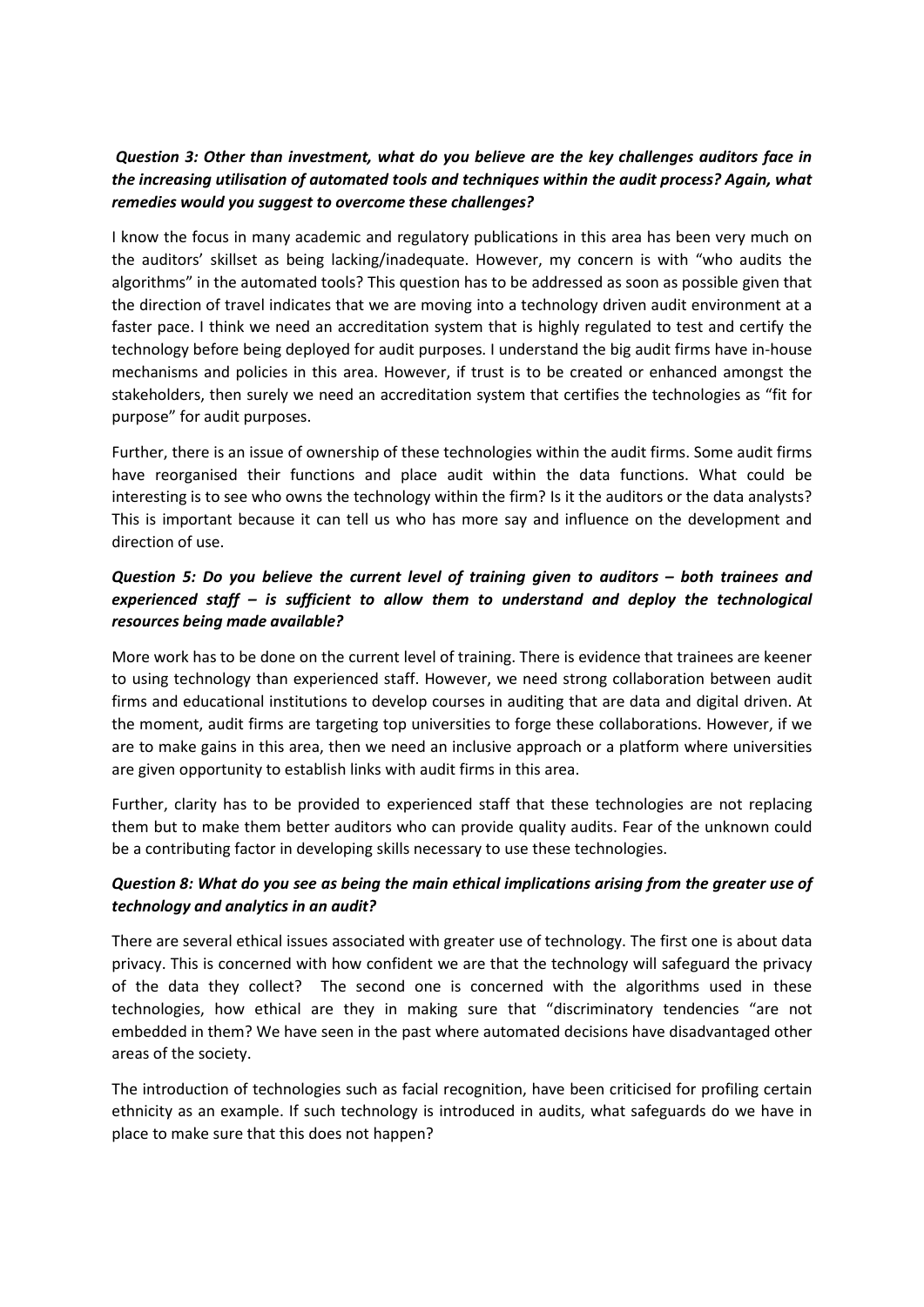***Question 3: Other than investment, what do you believe are the key challenges auditors face in the increasing utilisation of automated tools and techniques within the audit process? Again, what remedies would you suggest to overcome these challenges?***

I know the focus in many academic and regulatory publications in this area has been very much on the auditors' skillset as being lacking/inadequate. However, my concern is with "who audits the algorithms" in the automated tools? This question has to be addressed as soon as possible given that the direction of travel indicates that we are moving into a technology driven audit environment at a faster pace. I think we need an accreditation system that is highly regulated to test and certify the technology before being deployed for audit purposes. I understand the big audit firms have in-house mechanisms and policies in this area. However, if trust is to be created or enhanced amongst the stakeholders, then surely we need an accreditation system that certifies the technologies as "fit for purpose" for audit purposes.

Further, there is an issue of ownership of these technologies within the audit firms. Some audit firms have reorganised their functions and place audit within the data functions. What could be interesting is to see who owns the technology within the firm? Is it the auditors or the data analysts? This is important because it can tell us who has more say and influence on the development and direction of use.

***Question 5: Do you believe the current level of training given to auditors – both trainees and experienced staff – is sufficient to allow them to understand and deploy the technological resources being made available?***

More work has to be done on the current level of training. There is evidence that trainees are keener to using technology than experienced staff. However, we need strong collaboration between audit firms and educational institutions to develop courses in auditing that are data and digital driven. At the moment, audit firms are targeting top universities to forge these collaborations. However, if we are to make gains in this area, then we need an inclusive approach or a platform where universities are given opportunity to establish links with audit firms in this area.

Further, clarity has to be provided to experienced staff that these technologies are not replacing them but to make them better auditors who can provide quality audits. Fear of the unknown could be a contributing factor in developing skills necessary to use these technologies.

***Question 8: What do you see as being the main ethical implications arising from the greater use of technology and analytics in an audit?***

There are several ethical issues associated with greater use of technology. The first one is about data privacy. This is concerned with how confident we are that the technology will safeguard the privacy of the data they collect? The second one is concerned with the algorithms used in these technologies, how ethical are they in making sure that "discriminatory tendencies "are not embedded in them? We have seen in the past where automated decisions have disadvantaged other areas of the society.

The introduction of technologies such as facial recognition, have been criticised for profiling certain ethnicity as an example. If such technology is introduced in audits, what safeguards do we have in place to make sure that this does not happen?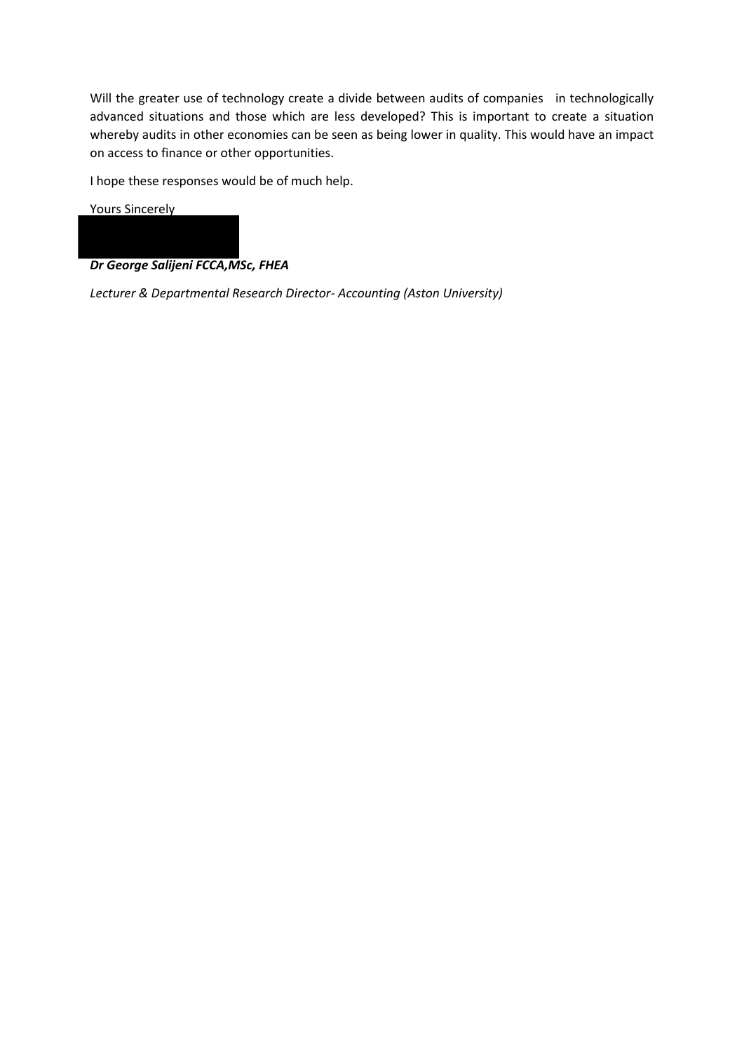Will the greater use of technology create a divide between audits of companies in technologically advanced situations and those which are less developed? This is important to create a situation whereby audits in other economies can be seen as being lower in quality. This would have an impact on access to finance or other opportunities.

I hope these responses would be of much help.

Yours Sincerely

***Dr George Salijeni FCCA,MSc, FHEA***

*Lecturer & Departmental Research Director- Accounting (Aston University)*